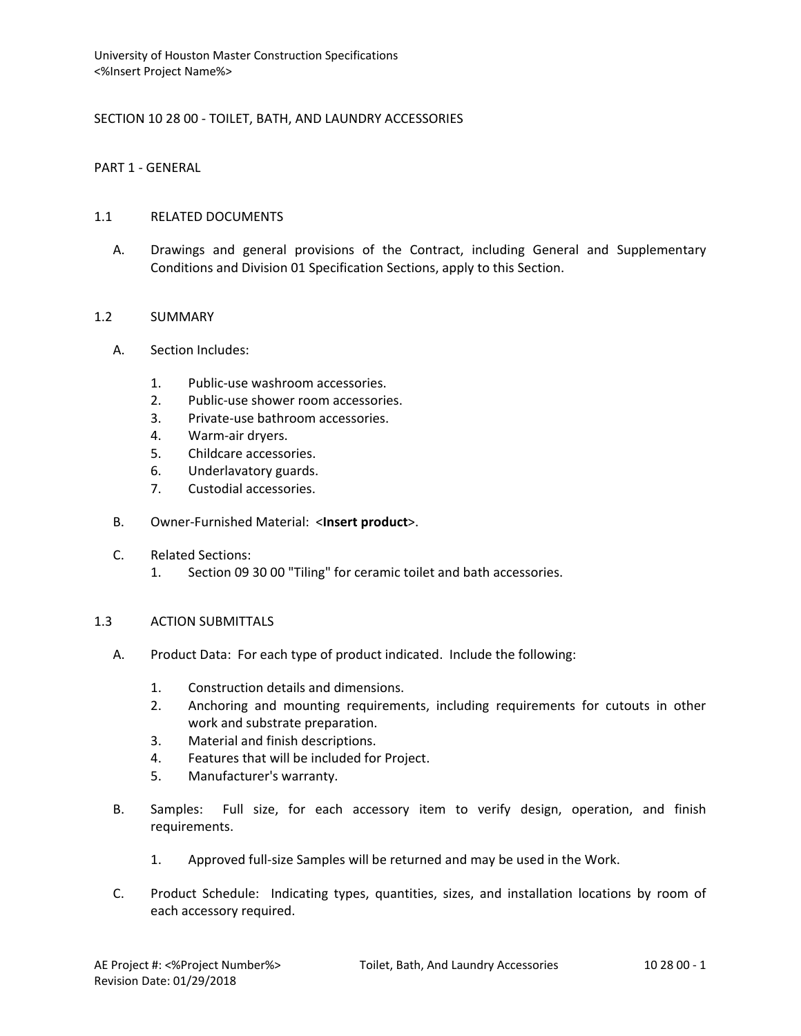# SECTION 10 28 00 - TOILET, BATH, AND LAUNDRY ACCESSORIES

## PART 1 - GENERAL

### 1.1 RELATED DOCUMENTS

A. Drawings and general provisions of the Contract, including General and Supplementary Conditions and Division 01 Specification Sections, apply to this Section.

### 1.2 SUMMARY

A. Section Includes:

1. Public-use washroom accessories.
2. Public-use shower room accessories.
3. Private-use bathroom accessories.
4. Warm-air dryers.
5. Childcare accessories.
6. Underlavatory guards.
7. Custodial accessories.

B. Owner-Furnished Material: <**Insert product**>.

C. Related Sections:

1. Section 09 30 00 "Tiling" for ceramic toilet and bath accessories.

### 1.3 ACTION SUBMITTALS

A. Product Data: For each type of product indicated. Include the following:

1. Construction details and dimensions.
2. Anchoring and mounting requirements, including requirements for cutouts in other work and substrate preparation.
3. Material and finish descriptions.
4. Features that will be included for Project.
5. Manufacturer's warranty.

B. Samples: Full size, for each accessory item to verify design, operation, and finish requirements.

1. Approved full-size Samples will be returned and may be used in the Work.

C. Product Schedule: Indicating types, quantities, sizes, and installation locations by room of each accessory required.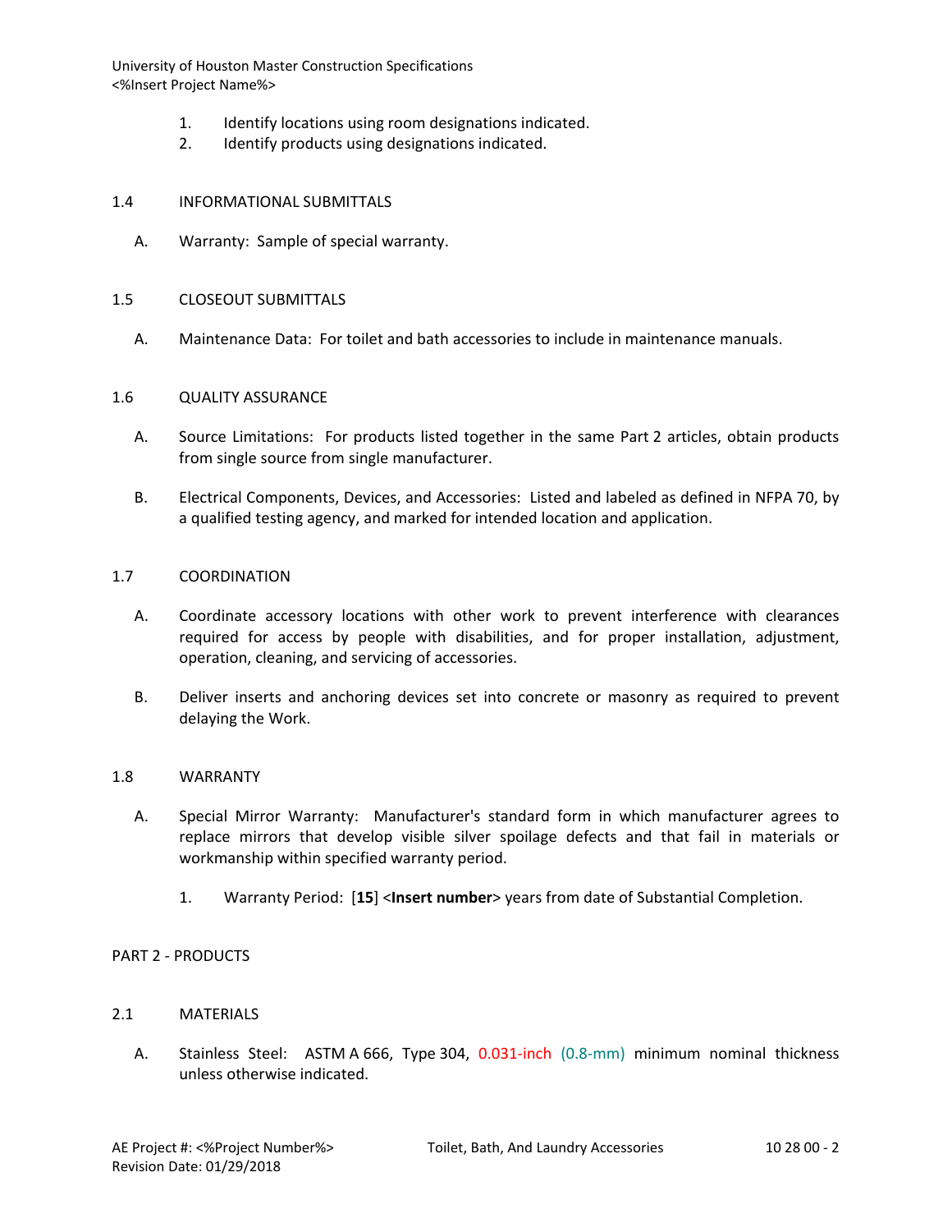1. Identify locations using room designations indicated.
2. Identify products using designations indicated.

## 1.4 INFORMATIONAL SUBMITTALS

A. Warranty: Sample of special warranty.

## 1.5 CLOSEOUT SUBMITTALS

A. Maintenance Data: For toilet and bath accessories to include in maintenance manuals.

## 1.6 QUALITY ASSURANCE

A. Source Limitations: For products listed together in the same Part 2 articles, obtain products from single source from single manufacturer.

B. Electrical Components, Devices, and Accessories: Listed and labeled as defined in NFPA 70, by a qualified testing agency, and marked for intended location and application.

## 1.7 COORDINATION

A. Coordinate accessory locations with other work to prevent interference with clearances required for access by people with disabilities, and for proper installation, adjustment, operation, cleaning, and servicing of accessories.

B. Deliver inserts and anchoring devices set into concrete or masonry as required to prevent delaying the Work.

## 1.8 WARRANTY

A. Special Mirror Warranty: Manufacturer's standard form in which manufacturer agrees to replace mirrors that develop visible silver spoilage defects and that fail in materials or workmanship within specified warranty period.

1. Warranty Period: [**15**] <**Insert number**> years from date of Substantial Completion.

# PART 2 - PRODUCTS

## 2.1 MATERIALS

A. Stainless Steel: ASTM A 666, Type 304, 0.031-inch (0.8-mm) minimum nominal thickness unless otherwise indicated.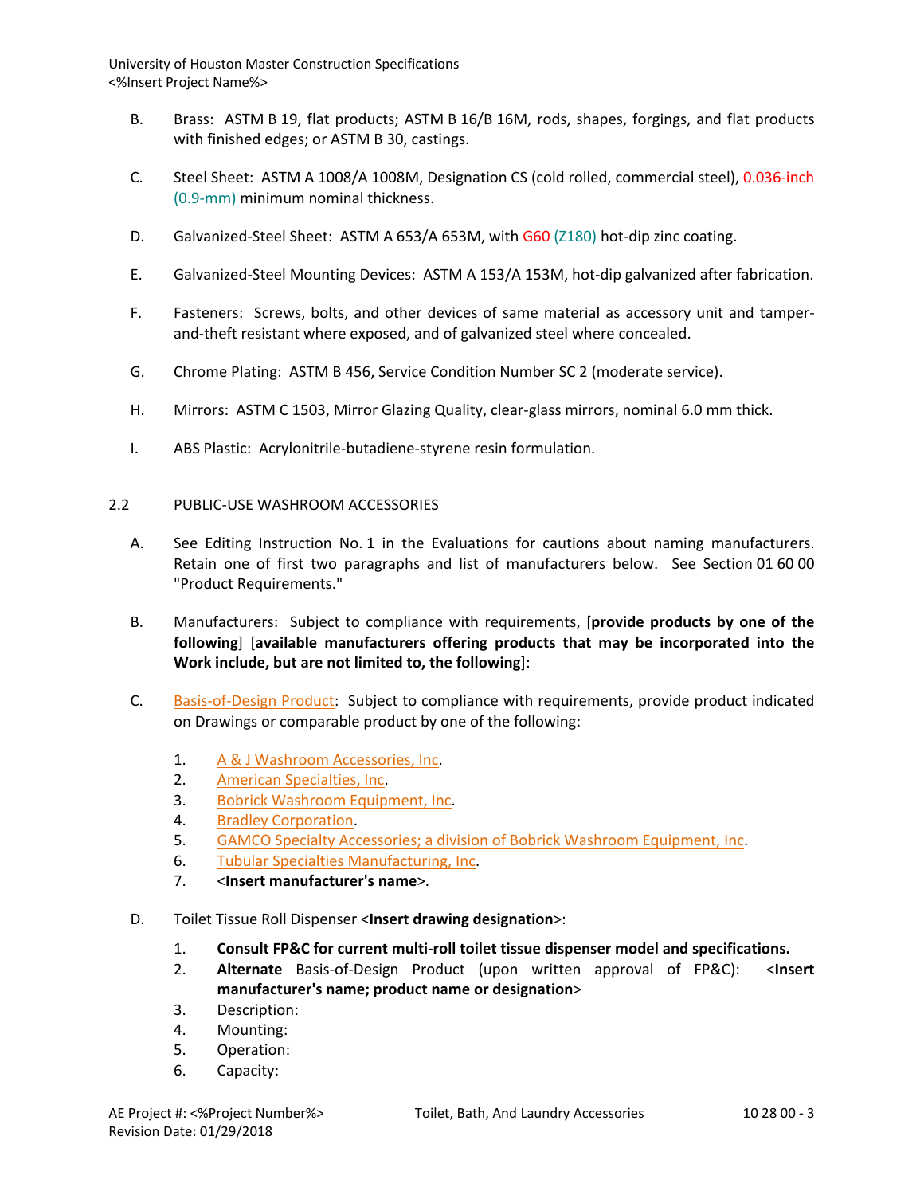B. Brass: ASTM B 19, flat products; ASTM B 16/B 16M, rods, shapes, forgings, and flat products with finished edges; or ASTM B 30, castings.

C. Steel Sheet: ASTM A 1008/A 1008M, Designation CS (cold rolled, commercial steel), 0.036-inch (0.9-mm) minimum nominal thickness.

D. Galvanized-Steel Sheet: ASTM A 653/A 653M, with G60 (Z180) hot-dip zinc coating.

E. Galvanized-Steel Mounting Devices: ASTM A 153/A 153M, hot-dip galvanized after fabrication.

F. Fasteners: Screws, bolts, and other devices of same material as accessory unit and tamper-and-theft resistant where exposed, and of galvanized steel where concealed.

G. Chrome Plating: ASTM B 456, Service Condition Number SC 2 (moderate service).

H. Mirrors: ASTM C 1503, Mirror Glazing Quality, clear-glass mirrors, nominal 6.0 mm thick.

I. ABS Plastic: Acrylonitrile-butadiene-styrene resin formulation.

## 2.2 PUBLIC-USE WASHROOM ACCESSORIES

A. See Editing Instruction No. 1 in the Evaluations for cautions about naming manufacturers. Retain one of first two paragraphs and list of manufacturers below. See Section 01 60 00 "Product Requirements."

B. Manufacturers: Subject to compliance with requirements, [**provide products by one of the following**] [**available manufacturers offering products that may be incorporated into the Work include, but are not limited to, the following**]:

C. Basis-of-Design Product: Subject to compliance with requirements, provide product indicated on Drawings or comparable product by one of the following:

1. A & J Washroom Accessories, Inc.
2. American Specialties, Inc.
3. Bobrick Washroom Equipment, Inc.
4. Bradley Corporation.
5. GAMCO Specialty Accessories; a division of Bobrick Washroom Equipment, Inc.
6. Tubular Specialties Manufacturing, Inc.
7. <**Insert manufacturer's name**>.

D. Toilet Tissue Roll Dispenser <**Insert drawing designation**>:

1. **Consult FP&C for current multi-roll toilet tissue dispenser model and specifications.**
2. **Alternate** Basis-of-Design Product (upon written approval of FP&C): <**Insert manufacturer's name; product name or designation**>
3. Description:
4. Mounting:
5. Operation:
6. Capacity: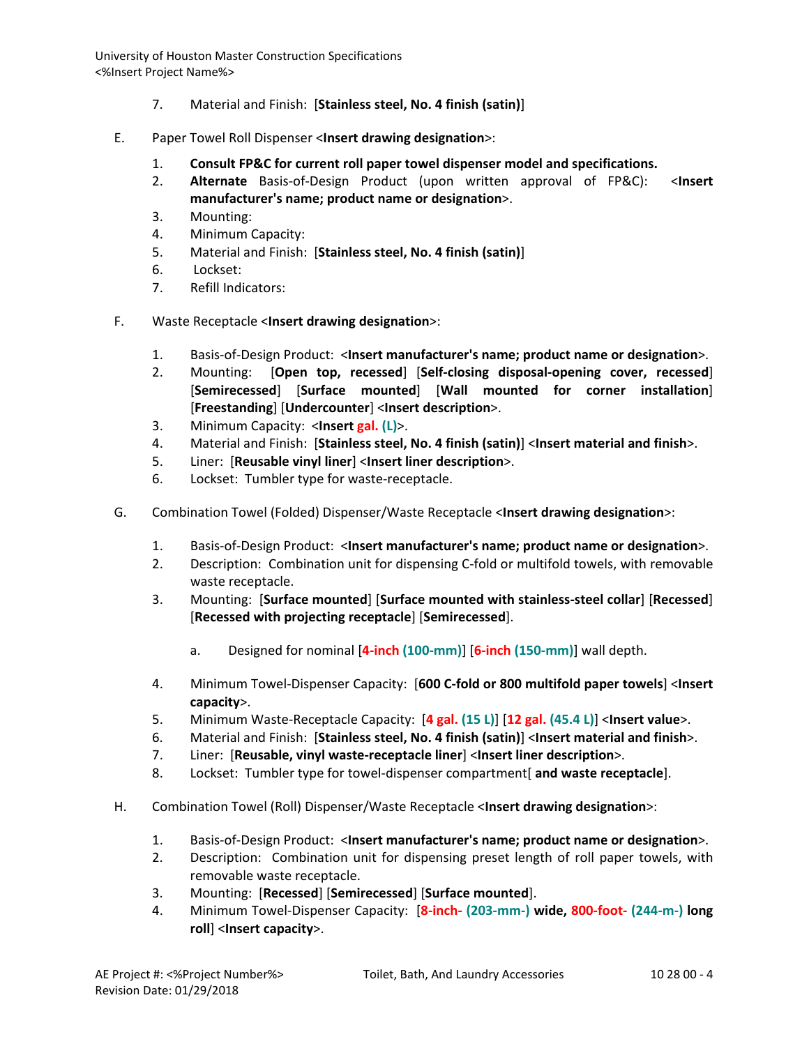7. Material and Finish: [**Stainless steel, No. 4 finish (satin)**]

E. Paper Towel Roll Dispenser <**Insert drawing designation**>:

1. **Consult FP&C for current roll paper towel dispenser model and specifications.**
2. **Alternate** Basis-of-Design Product (upon written approval of FP&C): <**Insert manufacturer's name; product name or designation**>.
3. Mounting:
4. Minimum Capacity:
5. Material and Finish: [**Stainless steel, No. 4 finish (satin)**]
6. Lockset:
7. Refill Indicators:

F. Waste Receptacle <**Insert drawing designation**>:

1. Basis-of-Design Product: <**Insert manufacturer's name; product name or designation**>.
2. Mounting: [**Open top, recessed**] [**Self-closing disposal-opening cover, recessed**] [**Semirecessed**] [**Surface mounted**] [**Wall mounted for corner installation**] [**Freestanding**] [**Undercounter**] <**Insert description**>.
3. Minimum Capacity: <**Insert gal. (L)**>.
4. Material and Finish: [**Stainless steel, No. 4 finish (satin)**] <**Insert material and finish**>.
5. Liner: [**Reusable vinyl liner**] <**Insert liner description**>.
6. Lockset: Tumbler type for waste-receptacle.

G. Combination Towel (Folded) Dispenser/Waste Receptacle <**Insert drawing designation**>:

1. Basis-of-Design Product: <**Insert manufacturer's name; product name or designation**>.
2. Description: Combination unit for dispensing C-fold or multifold towels, with removable waste receptacle.
3. Mounting: [**Surface mounted**] [**Surface mounted with stainless-steel collar**] [**Recessed**] [**Recessed with projecting receptacle**] [**Semirecessed**].

   a. Designed for nominal [**4-inch (100-mm)**] [**6-inch (150-mm)**] wall depth.

4. Minimum Towel-Dispenser Capacity: [**600 C-fold or 800 multifold paper towels**] <**Insert capacity**>.
5. Minimum Waste-Receptacle Capacity: [**4 gal. (15 L)**] [**12 gal. (45.4 L)**] <**Insert value**>.
6. Material and Finish: [**Stainless steel, No. 4 finish (satin)**] <**Insert material and finish**>.
7. Liner: [**Reusable, vinyl waste-receptacle liner**] <**Insert liner description**>.
8. Lockset: Tumbler type for towel-dispenser compartment[ **and waste receptacle**].

H. Combination Towel (Roll) Dispenser/Waste Receptacle <**Insert drawing designation**>:

1. Basis-of-Design Product: <**Insert manufacturer's name; product name or designation**>.
2. Description: Combination unit for dispensing preset length of roll paper towels, with removable waste receptacle.
3. Mounting: [**Recessed**] [**Semirecessed**] [**Surface mounted**].
4. Minimum Towel-Dispenser Capacity: [**8-inch- (203-mm-) wide, 800-foot- (244-m-) long roll**] <**Insert capacity**>.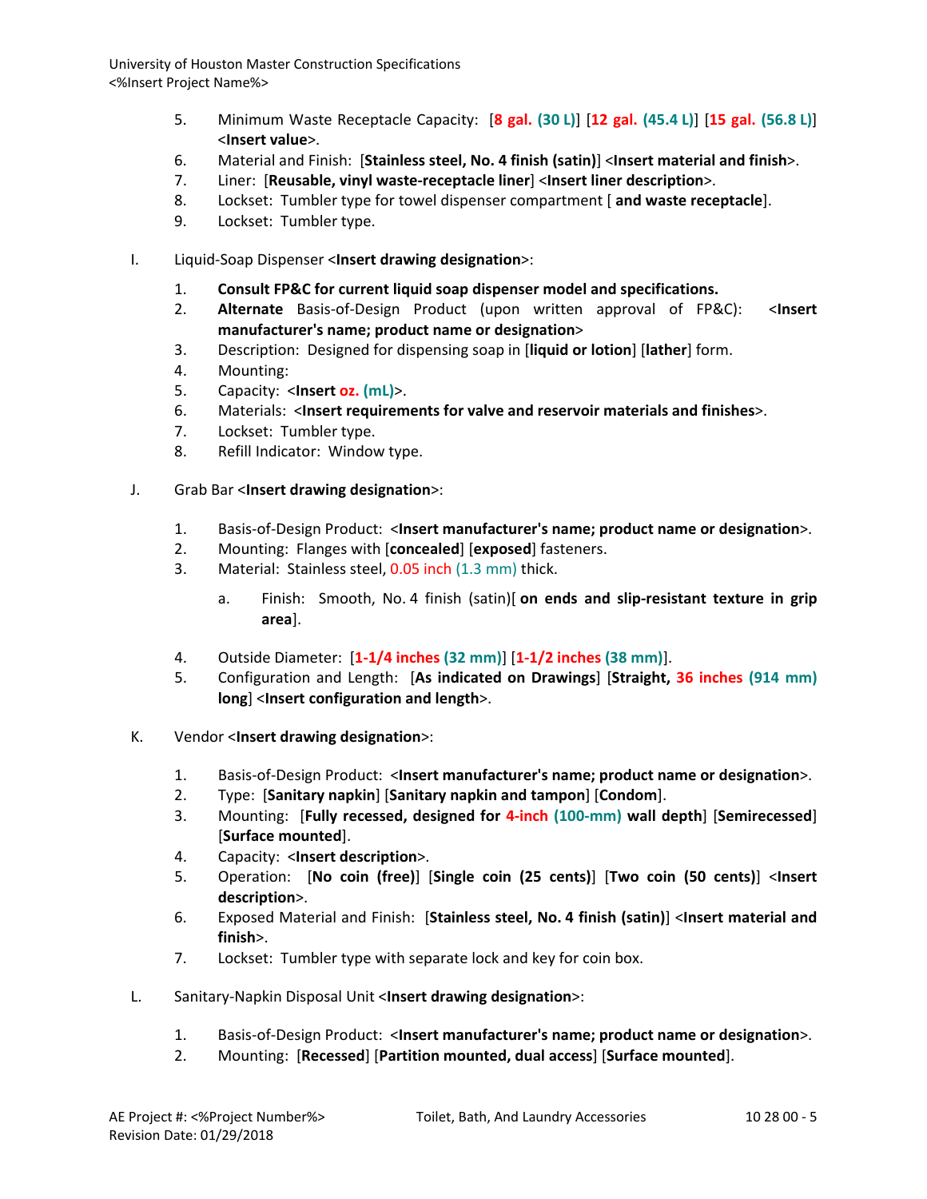5. Minimum Waste Receptacle Capacity: [**8 gal. (30 L)**] [**12 gal. (45.4 L)**] [**15 gal. (56.8 L)**] <**Insert value**>.
6. Material and Finish: [**Stainless steel, No. 4 finish (satin)**] <**Insert material and finish**>.
7. Liner: [**Reusable, vinyl waste-receptacle liner**] <**Insert liner description**>.
8. Lockset: Tumbler type for towel dispenser compartment [ **and waste receptacle**].
9. Lockset: Tumbler type.

I. Liquid-Soap Dispenser <**Insert drawing designation**>:

1. **Consult FP&C for current liquid soap dispenser model and specifications.**
2. **Alternate** Basis-of-Design Product (upon written approval of FP&C): <**Insert manufacturer's name; product name or designation**>
3. Description: Designed for dispensing soap in [**liquid or lotion**] [**lather**] form.
4. Mounting:
5. Capacity: <**Insert oz. (mL)**>.
6. Materials: <**Insert requirements for valve and reservoir materials and finishes**>.
7. Lockset: Tumbler type.
8. Refill Indicator: Window type.

J. Grab Bar <**Insert drawing designation**>:

1. Basis-of-Design Product: <**Insert manufacturer's name; product name or designation**>.
2. Mounting: Flanges with [**concealed**] [**exposed**] fasteners.
3. Material: Stainless steel, 0.05 inch (1.3 mm) thick.
   a. Finish: Smooth, No. 4 finish (satin)[ **on ends and slip-resistant texture in grip area**].
4. Outside Diameter: [**1-1/4 inches (32 mm)**] [**1-1/2 inches (38 mm)**].
5. Configuration and Length: [**As indicated on Drawings**] [**Straight, 36 inches (914 mm) long**] <**Insert configuration and length**>.

K. Vendor <**Insert drawing designation**>:

1. Basis-of-Design Product: <**Insert manufacturer's name; product name or designation**>.
2. Type: [**Sanitary napkin**] [**Sanitary napkin and tampon**] [**Condom**].
3. Mounting: [**Fully recessed, designed for 4-inch (100-mm) wall depth**] [**Semirecessed**] [**Surface mounted**].
4. Capacity: <**Insert description**>.
5. Operation: [**No coin (free)**] [**Single coin (25 cents)**] [**Two coin (50 cents)**] <**Insert description**>.
6. Exposed Material and Finish: [**Stainless steel, No. 4 finish (satin)**] <**Insert material and finish**>.
7. Lockset: Tumbler type with separate lock and key for coin box.

L. Sanitary-Napkin Disposal Unit <**Insert drawing designation**>:

1. Basis-of-Design Product: <**Insert manufacturer's name; product name or designation**>.
2. Mounting: [**Recessed**] [**Partition mounted, dual access**] [**Surface mounted**].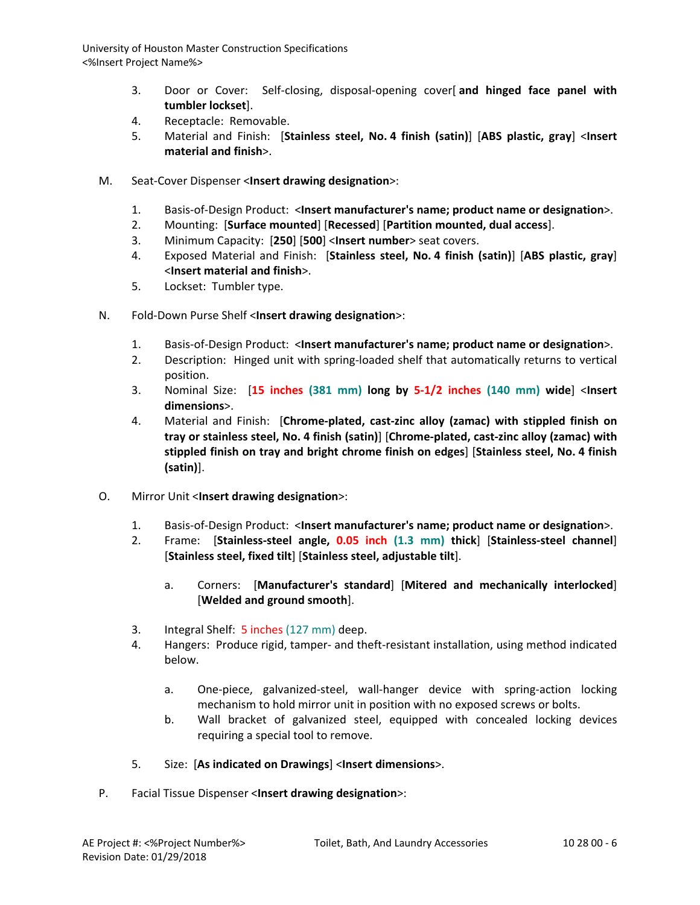3. Door or Cover: Self-closing, disposal-opening cover[ **and hinged face panel with tumbler lockset**].
4. Receptacle: Removable.
5. Material and Finish: [**Stainless steel, No. 4 finish (satin)**] [**ABS plastic, gray**] <**Insert material and finish**>.

M. Seat-Cover Dispenser <**Insert drawing designation**>:

1. Basis-of-Design Product: <**Insert manufacturer's name; product name or designation**>.
2. Mounting: [**Surface mounted**] [**Recessed**] [**Partition mounted, dual access**].
3. Minimum Capacity: [**250**] [**500**] <**Insert number**> seat covers.
4. Exposed Material and Finish: [**Stainless steel, No. 4 finish (satin)**] [**ABS plastic, gray**] <**Insert material and finish**>.
5. Lockset: Tumbler type.

N. Fold-Down Purse Shelf <**Insert drawing designation**>:

1. Basis-of-Design Product: <**Insert manufacturer's name; product name or designation**>.
2. Description: Hinged unit with spring-loaded shelf that automatically returns to vertical position.
3. Nominal Size: [**15 inches (381 mm) long by 5-1/2 inches (140 mm) wide**] <**Insert dimensions**>.
4. Material and Finish: [**Chrome-plated, cast-zinc alloy (zamac) with stippled finish on tray or stainless steel, No. 4 finish (satin)**] [**Chrome-plated, cast-zinc alloy (zamac) with stippled finish on tray and bright chrome finish on edges**] [**Stainless steel, No. 4 finish (satin)**].

O. Mirror Unit <**Insert drawing designation**>:

1. Basis-of-Design Product: <**Insert manufacturer's name; product name or designation**>.
2. Frame: [**Stainless-steel angle, 0.05 inch (1.3 mm) thick**] [**Stainless-steel channel**] [**Stainless steel, fixed tilt**] [**Stainless steel, adjustable tilt**].
   a. Corners: [**Manufacturer's standard**] [**Mitered and mechanically interlocked**] [**Welded and ground smooth**].
3. Integral Shelf: 5 inches (127 mm) deep.
4. Hangers: Produce rigid, tamper- and theft-resistant installation, using method indicated below.
   a. One-piece, galvanized-steel, wall-hanger device with spring-action locking mechanism to hold mirror unit in position with no exposed screws or bolts.
   b. Wall bracket of galvanized steel, equipped with concealed locking devices requiring a special tool to remove.
5. Size: [**As indicated on Drawings**] <**Insert dimensions**>.

P. Facial Tissue Dispenser <**Insert drawing designation**>: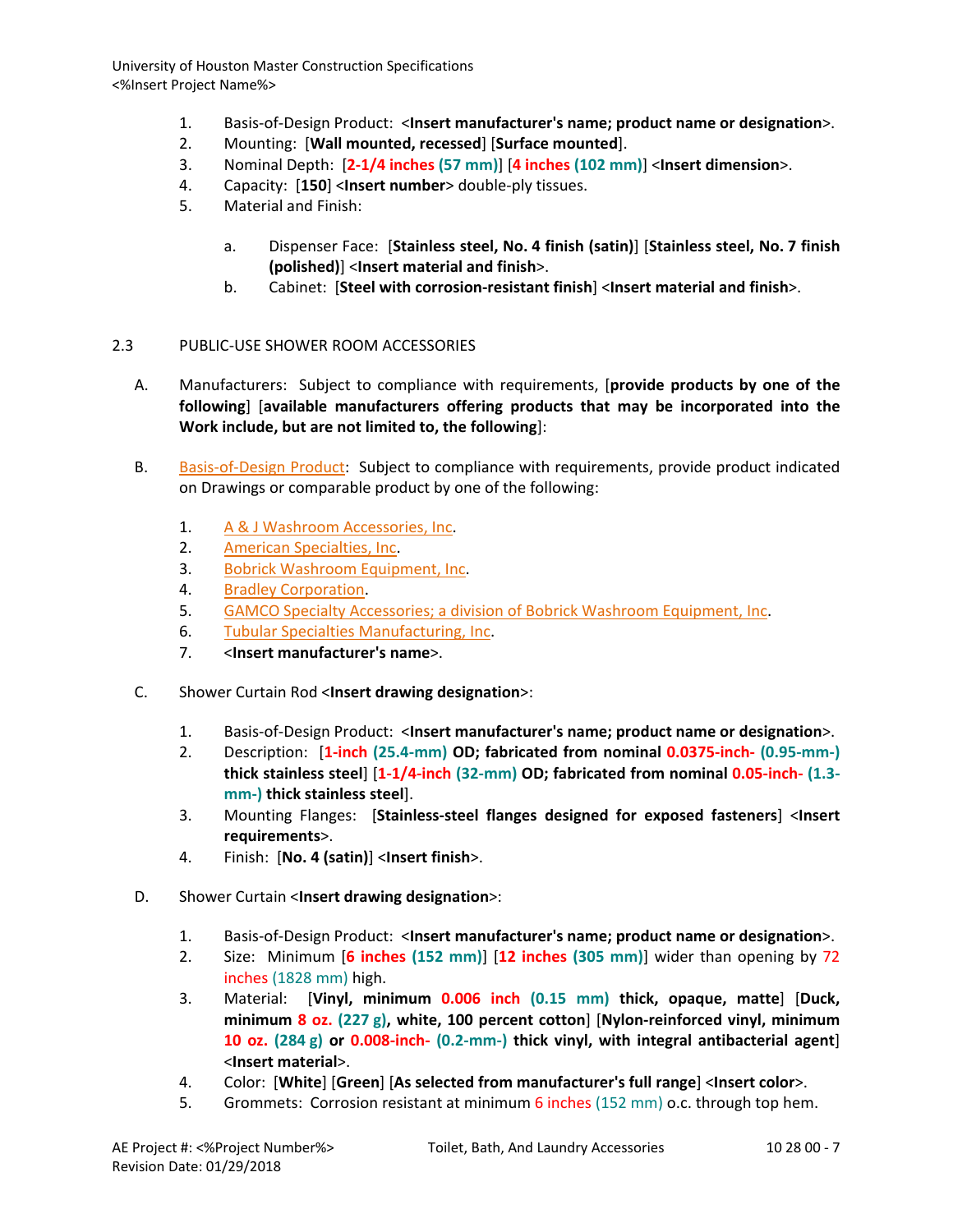1. Basis-of-Design Product: <**Insert manufacturer's name; product name or designation**>.
2. Mounting: [**Wall mounted, recessed**] [**Surface mounted**].
3. Nominal Depth: [**2-1/4 inches (57 mm)**] [**4 inches (102 mm)**] <**Insert dimension**>.
4. Capacity: [**150**] <**Insert number**> double-ply tissues.
5. Material and Finish:
    a. Dispenser Face: [**Stainless steel, No. 4 finish (satin)**] [**Stainless steel, No. 7 finish (polished)**] <**Insert material and finish**>.
    b. Cabinet: [**Steel with corrosion-resistant finish**] <**Insert material and finish**>.

## 2.3 PUBLIC-USE SHOWER ROOM ACCESSORIES

A. Manufacturers: Subject to compliance with requirements, [**provide products by one of the following**] [**available manufacturers offering products that may be incorporated into the Work include, but are not limited to, the following**]:

B. Basis-of-Design Product: Subject to compliance with requirements, provide product indicated on Drawings or comparable product by one of the following:

1. A & J Washroom Accessories, Inc.
2. American Specialties, Inc.
3. Bobrick Washroom Equipment, Inc.
4. Bradley Corporation.
5. GAMCO Specialty Accessories; a division of Bobrick Washroom Equipment, Inc.
6. Tubular Specialties Manufacturing, Inc.
7. <**Insert manufacturer's name**>.

C. Shower Curtain Rod <**Insert drawing designation**>:

1. Basis-of-Design Product: <**Insert manufacturer's name; product name or designation**>.
2. Description: [**1-inch (25.4-mm) OD; fabricated from nominal 0.0375-inch- (0.95-mm-) thick stainless steel**] [**1-1/4-inch (32-mm) OD; fabricated from nominal 0.05-inch- (1.3-mm-) thick stainless steel**].
3. Mounting Flanges: [**Stainless-steel flanges designed for exposed fasteners**] <**Insert requirements**>.
4. Finish: [**No. 4 (satin)**] <**Insert finish**>.

D. Shower Curtain <**Insert drawing designation**>:

1. Basis-of-Design Product: <**Insert manufacturer's name; product name or designation**>.
2. Size: Minimum [**6 inches (152 mm)**] [**12 inches (305 mm)**] wider than opening by 72 inches (1828 mm) high.
3. Material: [**Vinyl, minimum 0.006 inch (0.15 mm) thick, opaque, matte**] [**Duck, minimum 8 oz. (227 g), white, 100 percent cotton**] [**Nylon-reinforced vinyl, minimum 10 oz. (284 g) or 0.008-inch- (0.2-mm-) thick vinyl, with integral antibacterial agent**] <**Insert material**>.
4. Color: [**White**] [**Green**] [**As selected from manufacturer's full range**] <**Insert color**>.
5. Grommets: Corrosion resistant at minimum 6 inches (152 mm) o.c. through top hem.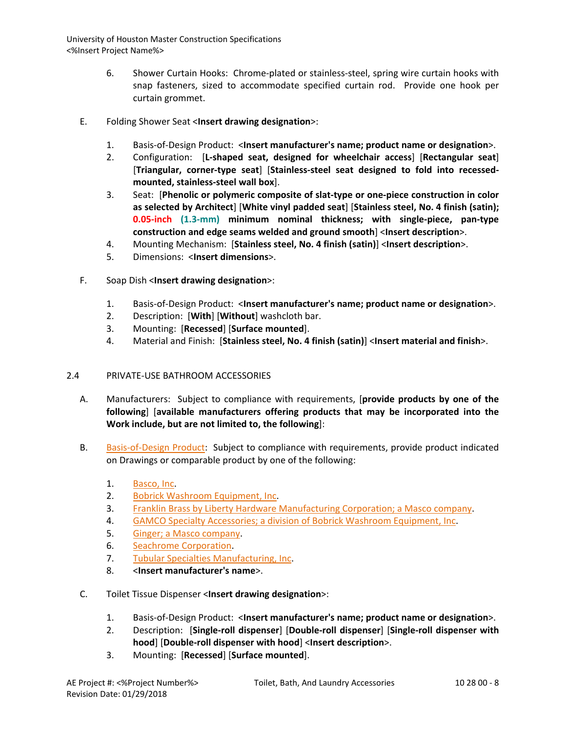6. Shower Curtain Hooks: Chrome-plated or stainless-steel, spring wire curtain hooks with snap fasteners, sized to accommodate specified curtain rod. Provide one hook per curtain grommet.

E. Folding Shower Seat <**Insert drawing designation**>:

1. Basis-of-Design Product: <**Insert manufacturer's name; product name or designation**>.
2. Configuration: [**L-shaped seat, designed for wheelchair access**] [**Rectangular seat**] [**Triangular, corner-type seat**] [**Stainless-steel seat designed to fold into recessed-mounted, stainless-steel wall box**].
3. Seat: [**Phenolic or polymeric composite of slat-type or one-piece construction in color as selected by Architect**] [**White vinyl padded seat**] [**Stainless steel, No. 4 finish (satin); 0.05-inch (1.3-mm) minimum nominal thickness; with single-piece, pan-type construction and edge seams welded and ground smooth**] <**Insert description**>.
4. Mounting Mechanism: [**Stainless steel, No. 4 finish (satin)**] <**Insert description**>.
5. Dimensions: <**Insert dimensions**>.

F. Soap Dish <**Insert drawing designation**>:

1. Basis-of-Design Product: <**Insert manufacturer's name; product name or designation**>.
2. Description: [**With**] [**Without**] washcloth bar.
3. Mounting: [**Recessed**] [**Surface mounted**].
4. Material and Finish: [**Stainless steel, No. 4 finish (satin)**] <**Insert material and finish**>.

## 2.4 PRIVATE-USE BATHROOM ACCESSORIES

A. Manufacturers: Subject to compliance with requirements, [**provide products by one of the following**] [**available manufacturers offering products that may be incorporated into the Work include, but are not limited to, the following**]:

B. Basis-of-Design Product: Subject to compliance with requirements, provide product indicated on Drawings or comparable product by one of the following:

1. Basco, Inc.
2. Bobrick Washroom Equipment, Inc.
3. Franklin Brass by Liberty Hardware Manufacturing Corporation; a Masco company.
4. GAMCO Specialty Accessories; a division of Bobrick Washroom Equipment, Inc.
5. Ginger; a Masco company.
6. Seachrome Corporation.
7. Tubular Specialties Manufacturing, Inc.
8. <**Insert manufacturer's name**>.

C. Toilet Tissue Dispenser <**Insert drawing designation**>:

1. Basis-of-Design Product: <**Insert manufacturer's name; product name or designation**>.
2. Description: [**Single-roll dispenser**] [**Double-roll dispenser**] [**Single-roll dispenser with hood**] [**Double-roll dispenser with hood**] <**Insert description**>.
3. Mounting: [**Recessed**] [**Surface mounted**].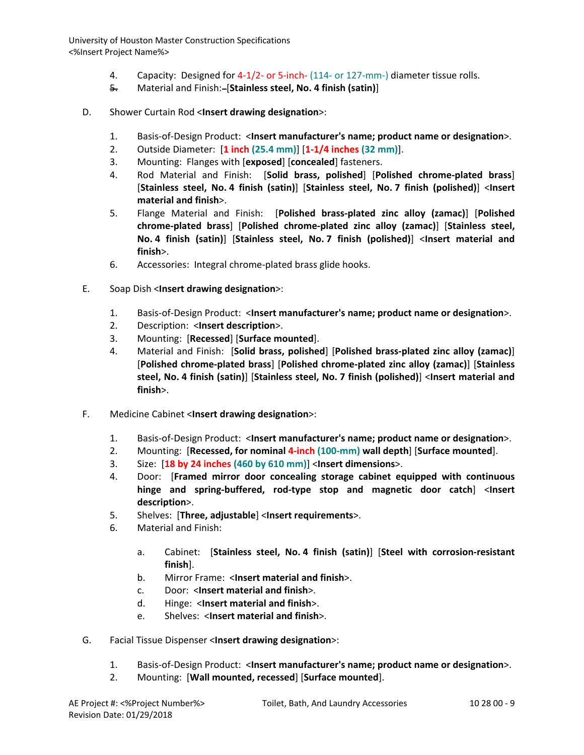4. Capacity: Designed for 4-1/2- or 5-inch- (114- or 127-mm-) diameter tissue rolls.
5. Material and Finish: [**Stainless steel, No. 4 finish (satin)**]

D. Shower Curtain Rod <**Insert drawing designation**>:

1. Basis-of-Design Product: <**Insert manufacturer's name; product name or designation**>.
2. Outside Diameter: [**1 inch (25.4 mm)**] [**1-1/4 inches (32 mm)**].
3. Mounting: Flanges with [**exposed**] [**concealed**] fasteners.
4. Rod Material and Finish: [**Solid brass, polished**] [**Polished chrome-plated brass**] [**Stainless steel, No. 4 finish (satin)**] [**Stainless steel, No. 7 finish (polished)**] <**Insert material and finish**>.
5. Flange Material and Finish: [**Polished brass-plated zinc alloy (zamac)**] [**Polished chrome-plated brass**] [**Polished chrome-plated zinc alloy (zamac)**] [**Stainless steel, No. 4 finish (satin)**] [**Stainless steel, No. 7 finish (polished)**] <**Insert material and finish**>.
6. Accessories: Integral chrome-plated brass glide hooks.

E. Soap Dish <**Insert drawing designation**>:

1. Basis-of-Design Product: <**Insert manufacturer's name; product name or designation**>.
2. Description: <**Insert description**>.
3. Mounting: [**Recessed**] [**Surface mounted**].
4. Material and Finish: [**Solid brass, polished**] [**Polished brass-plated zinc alloy (zamac)**] [**Polished chrome-plated brass**] [**Polished chrome-plated zinc alloy (zamac)**] [**Stainless steel, No. 4 finish (satin)**] [**Stainless steel, No. 7 finish (polished)**] <**Insert material and finish**>.

F. Medicine Cabinet <**Insert drawing designation**>:

1. Basis-of-Design Product: <**Insert manufacturer's name; product name or designation**>.
2. Mounting: [**Recessed, for nominal 4-inch (100-mm) wall depth**] [**Surface mounted**].
3. Size: [**18 by 24 inches (460 by 610 mm)**] <**Insert dimensions**>.
4. Door: [**Framed mirror door concealing storage cabinet equipped with continuous hinge and spring-buffered, rod-type stop and magnetic door catch**] <**Insert description**>.
5. Shelves: [**Three, adjustable**] <**Insert requirements**>.
6. Material and Finish:
   a. Cabinet: [**Stainless steel, No. 4 finish (satin)**] [**Steel with corrosion-resistant finish**].
   b. Mirror Frame: <**Insert material and finish**>.
   c. Door: <**Insert material and finish**>.
   d. Hinge: <**Insert material and finish**>.
   e. Shelves: <**Insert material and finish**>.

G. Facial Tissue Dispenser <**Insert drawing designation**>:

1. Basis-of-Design Product: <**Insert manufacturer's name; product name or designation**>.
2. Mounting: [**Wall mounted, recessed**] [**Surface mounted**].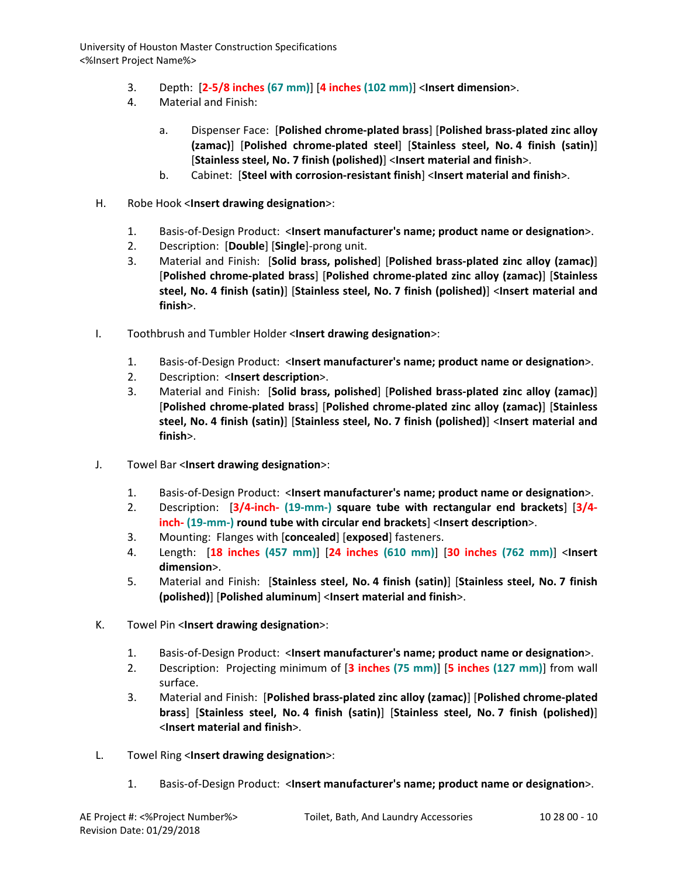3. Depth: [**2-5/8 inches (67 mm)**] [**4 inches (102 mm)**] <**Insert dimension**>.
4. Material and Finish:

   a. Dispenser Face: [**Polished chrome-plated brass**] [**Polished brass-plated zinc alloy (zamac)**] [**Polished chrome-plated steel**] [**Stainless steel, No. 4 finish (satin)**] [**Stainless steel, No. 7 finish (polished)**] <**Insert material and finish**>.
   b. Cabinet: [**Steel with corrosion-resistant finish**] <**Insert material and finish**>.

H. Robe Hook <**Insert drawing designation**>:

1. Basis-of-Design Product: <**Insert manufacturer's name; product name or designation**>.
2. Description: [**Double**] [**Single**]-prong unit.
3. Material and Finish: [**Solid brass, polished**] [**Polished brass-plated zinc alloy (zamac)**] [**Polished chrome-plated brass**] [**Polished chrome-plated zinc alloy (zamac)**] [**Stainless steel, No. 4 finish (satin)**] [**Stainless steel, No. 7 finish (polished)**] <**Insert material and finish**>.

I. Toothbrush and Tumbler Holder <**Insert drawing designation**>:

1. Basis-of-Design Product: <**Insert manufacturer's name; product name or designation**>.
2. Description: <**Insert description**>.
3. Material and Finish: [**Solid brass, polished**] [**Polished brass-plated zinc alloy (zamac)**] [**Polished chrome-plated brass**] [**Polished chrome-plated zinc alloy (zamac)**] [**Stainless steel, No. 4 finish (satin)**] [**Stainless steel, No. 7 finish (polished)**] <**Insert material and finish**>.

J. Towel Bar <**Insert drawing designation**>:

1. Basis-of-Design Product: <**Insert manufacturer's name; product name or designation**>.
2. Description: [**3/4-inch- (19-mm-) square tube with rectangular end brackets**] [**3/4-inch- (19-mm-) round tube with circular end brackets**] <**Insert description**>.
3. Mounting: Flanges with [**concealed**] [**exposed**] fasteners.
4. Length: [**18 inches (457 mm)**] [**24 inches (610 mm)**] [**30 inches (762 mm)**] <**Insert dimension**>.
5. Material and Finish: [**Stainless steel, No. 4 finish (satin)**] [**Stainless steel, No. 7 finish (polished)**] [**Polished aluminum**] <**Insert material and finish**>.

K. Towel Pin <**Insert drawing designation**>:

1. Basis-of-Design Product: <**Insert manufacturer's name; product name or designation**>.
2. Description: Projecting minimum of [**3 inches (75 mm)**] [**5 inches (127 mm)**] from wall surface.
3. Material and Finish: [**Polished brass-plated zinc alloy (zamac)**] [**Polished chrome-plated brass**] [**Stainless steel, No. 4 finish (satin)**] [**Stainless steel, No. 7 finish (polished)**] <**Insert material and finish**>.

L. Towel Ring <**Insert drawing designation**>:

1. Basis-of-Design Product: <**Insert manufacturer's name; product name or designation**>.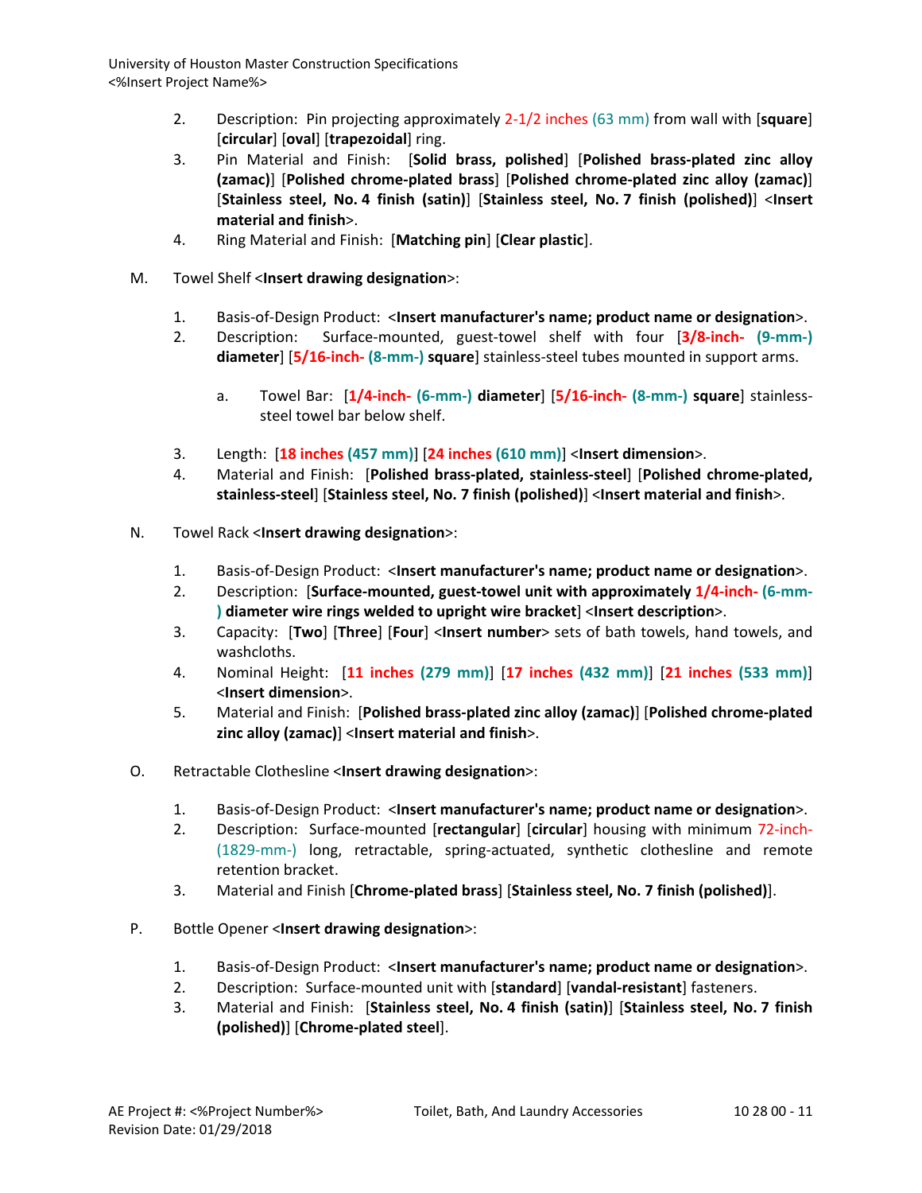2. Description: Pin projecting approximately 2-1/2 inches (63 mm) from wall with [**square**] [**circular**] [**oval**] [**trapezoidal**] ring.
3. Pin Material and Finish: [**Solid brass, polished**] [**Polished brass-plated zinc alloy (zamac)**] [**Polished chrome-plated brass**] [**Polished chrome-plated zinc alloy (zamac)**] [**Stainless steel, No. 4 finish (satin)**] [**Stainless steel, No. 7 finish (polished)**] <**Insert material and finish**>.
4. Ring Material and Finish: [**Matching pin**] [**Clear plastic**].

M. Towel Shelf <**Insert drawing designation**>:

1. Basis-of-Design Product: <**Insert manufacturer's name; product name or designation**>.
2. Description: Surface-mounted, guest-towel shelf with four [**3/8-inch- (9-mm-) diameter**] [**5/16-inch- (8-mm-) square**] stainless-steel tubes mounted in support arms.
   a. Towel Bar: [**1/4-inch- (6-mm-) diameter**] [**5/16-inch- (8-mm-) square**] stainless-steel towel bar below shelf.
3. Length: [**18 inches (457 mm)**] [**24 inches (610 mm)**] <**Insert dimension**>.
4. Material and Finish: [**Polished brass-plated, stainless-steel**] [**Polished chrome-plated, stainless-steel**] [**Stainless steel, No. 7 finish (polished)**] <**Insert material and finish**>.

N. Towel Rack <**Insert drawing designation**>:

1. Basis-of-Design Product: <**Insert manufacturer's name; product name or designation**>.
2. Description: [**Surface-mounted, guest-towel unit with approximately 1/4-inch- (6-mm-) diameter wire rings welded to upright wire bracket**] <**Insert description**>.
3. Capacity: [**Two**] [**Three**] [**Four**] <**Insert number**> sets of bath towels, hand towels, and washcloths.
4. Nominal Height: [**11 inches (279 mm)**] [**17 inches (432 mm)**] [**21 inches (533 mm)**] <**Insert dimension**>.
5. Material and Finish: [**Polished brass-plated zinc alloy (zamac)**] [**Polished chrome-plated zinc alloy (zamac)**] <**Insert material and finish**>.

O. Retractable Clothesline <**Insert drawing designation**>:

1. Basis-of-Design Product: <**Insert manufacturer's name; product name or designation**>.
2. Description: Surface-mounted [**rectangular**] [**circular**] housing with minimum 72-inch- (1829-mm-) long, retractable, spring-actuated, synthetic clothesline and remote retention bracket.
3. Material and Finish [**Chrome-plated brass**] [**Stainless steel, No. 7 finish (polished)**].

P. Bottle Opener <**Insert drawing designation**>:

1. Basis-of-Design Product: <**Insert manufacturer's name; product name or designation**>.
2. Description: Surface-mounted unit with [**standard**] [**vandal-resistant**] fasteners.
3. Material and Finish: [**Stainless steel, No. 4 finish (satin)**] [**Stainless steel, No. 7 finish (polished)**] [**Chrome-plated steel**].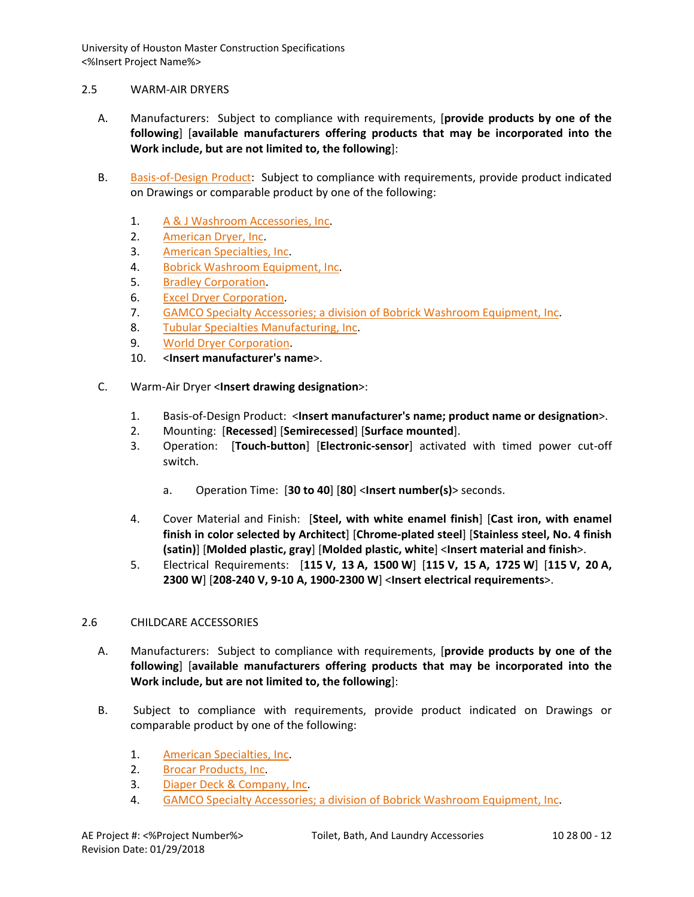2.5 WARM-AIR DRYERS

A. Manufacturers: Subject to compliance with requirements, [**provide products by one of the following**] [**available manufacturers offering products that may be incorporated into the Work include, but are not limited to, the following**]:

B. Basis-of-Design Product: Subject to compliance with requirements, provide product indicated on Drawings or comparable product by one of the following:

1. A & J Washroom Accessories, Inc.
2. American Dryer, Inc.
3. American Specialties, Inc.
4. Bobrick Washroom Equipment, Inc.
5. Bradley Corporation.
6. Excel Dryer Corporation.
7. GAMCO Specialty Accessories; a division of Bobrick Washroom Equipment, Inc.
8. Tubular Specialties Manufacturing, Inc.
9. World Dryer Corporation.
10. <**Insert manufacturer's name**>.

C. Warm-Air Dryer <**Insert drawing designation**>:

1. Basis-of-Design Product: <**Insert manufacturer's name; product name or designation**>.
2. Mounting: [**Recessed**] [**Semirecessed**] [**Surface mounted**].
3. Operation: [**Touch-button**] [**Electronic-sensor**] activated with timed power cut-off switch.

   a. Operation Time: [**30 to 40**] [**80**] <**Insert number(s)**> seconds.

4. Cover Material and Finish: [**Steel, with white enamel finish**] [**Cast iron, with enamel finish in color selected by Architect**] [**Chrome-plated steel**] [**Stainless steel, No. 4 finish (satin)**] [**Molded plastic, gray**] [**Molded plastic, white**] <**Insert material and finish**>.
5. Electrical Requirements: [**115 V, 13 A, 1500 W**] [**115 V, 15 A, 1725 W**] [**115 V, 20 A, 2300 W**] [**208-240 V, 9-10 A, 1900-2300 W**] <**Insert electrical requirements**>.

2.6 CHILDCARE ACCESSORIES

A. Manufacturers: Subject to compliance with requirements, [**provide products by one of the following**] [**available manufacturers offering products that may be incorporated into the Work include, but are not limited to, the following**]:

B. Subject to compliance with requirements, provide product indicated on Drawings or comparable product by one of the following:

1. American Specialties, Inc.
2. Brocar Products, Inc.
3. Diaper Deck & Company, Inc.
4. GAMCO Specialty Accessories; a division of Bobrick Washroom Equipment, Inc.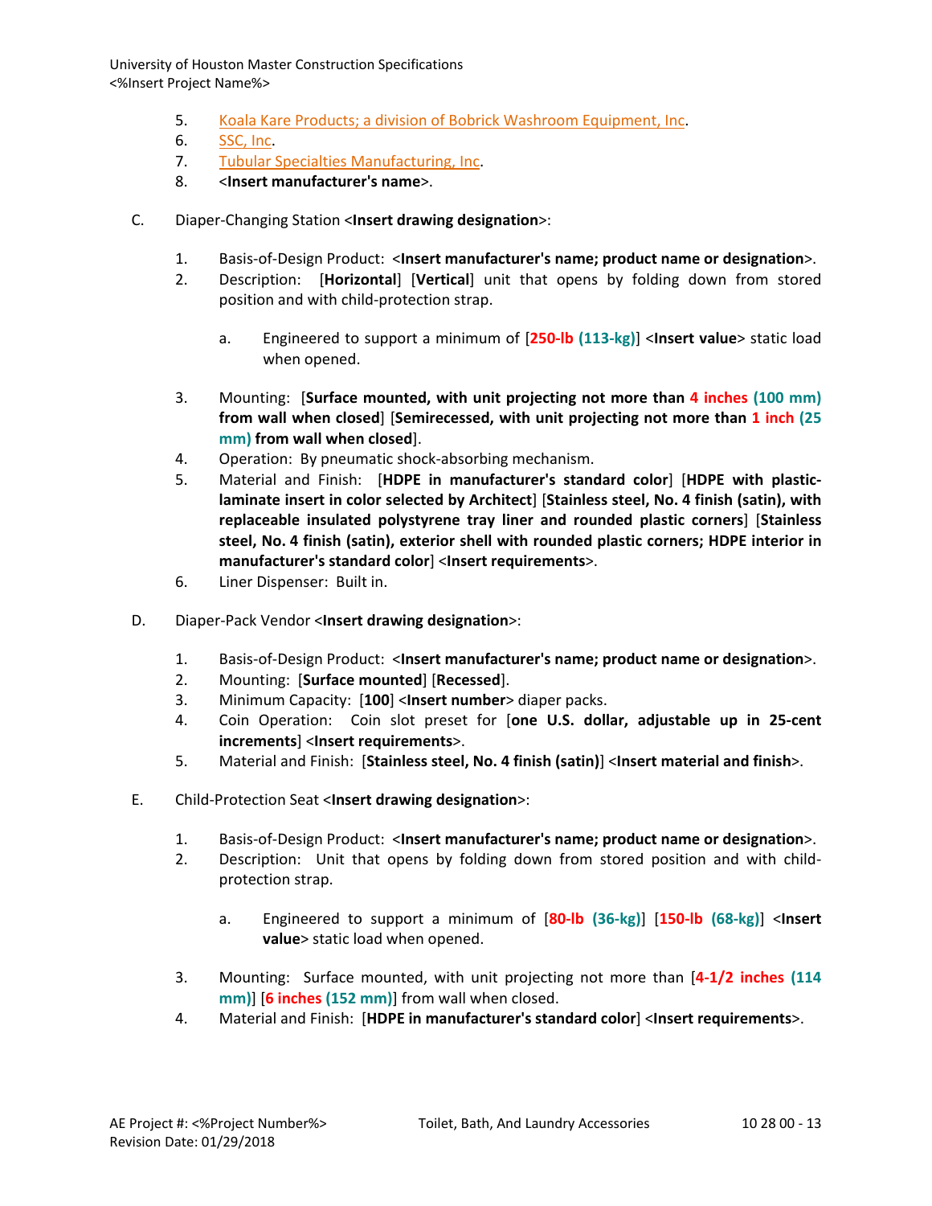5. Koala Kare Products; a division of Bobrick Washroom Equipment, Inc.
6. SSC, Inc.
7. Tubular Specialties Manufacturing, Inc.
8. <**Insert manufacturer's name**>.

C. Diaper-Changing Station <**Insert drawing designation**>:

1. Basis-of-Design Product: <**Insert manufacturer's name; product name or designation**>.
2. Description: [**Horizontal**] [**Vertical**] unit that opens by folding down from stored position and with child-protection strap.

    a. Engineered to support a minimum of [**250-lb (113-kg)**] <**Insert value**> static load when opened.

3. Mounting: [**Surface mounted, with unit projecting not more than 4 inches (100 mm) from wall when closed**] [**Semirecessed, with unit projecting not more than 1 inch (25 mm) from wall when closed**].
4. Operation: By pneumatic shock-absorbing mechanism.
5. Material and Finish: [**HDPE in manufacturer's standard color**] [**HDPE with plastic-laminate insert in color selected by Architect**] [**Stainless steel, No. 4 finish (satin), with replaceable insulated polystyrene tray liner and rounded plastic corners**] [**Stainless steel, No. 4 finish (satin), exterior shell with rounded plastic corners; HDPE interior in manufacturer's standard color**] <**Insert requirements**>.
6. Liner Dispenser: Built in.

D. Diaper-Pack Vendor <**Insert drawing designation**>:

1. Basis-of-Design Product: <**Insert manufacturer's name; product name or designation**>.
2. Mounting: [**Surface mounted**] [**Recessed**].
3. Minimum Capacity: [**100**] <**Insert number**> diaper packs.
4. Coin Operation: Coin slot preset for [**one U.S. dollar, adjustable up in 25-cent increments**] <**Insert requirements**>.
5. Material and Finish: [**Stainless steel, No. 4 finish (satin)**] <**Insert material and finish**>.

E. Child-Protection Seat <**Insert drawing designation**>:

1. Basis-of-Design Product: <**Insert manufacturer's name; product name or designation**>.
2. Description: Unit that opens by folding down from stored position and with child-protection strap.

    a. Engineered to support a minimum of [**80-lb (36-kg)**] [**150-lb (68-kg)**] <**Insert value**> static load when opened.

3. Mounting: Surface mounted, with unit projecting not more than [**4-1/2 inches (114 mm)**] [**6 inches (152 mm)**] from wall when closed.
4. Material and Finish: [**HDPE in manufacturer's standard color**] <**Insert requirements**>.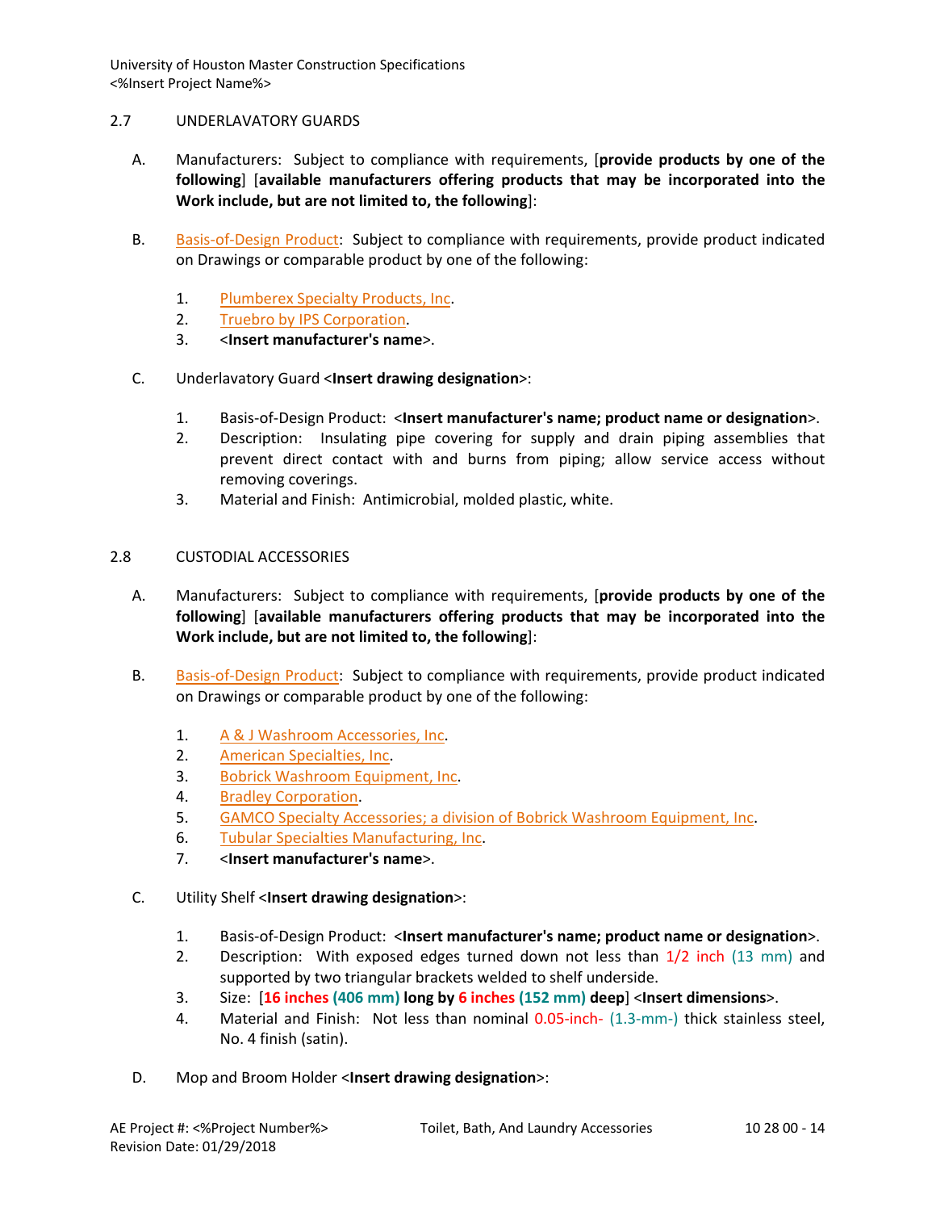## 2.7 UNDERLAVATORY GUARDS

A. Manufacturers: Subject to compliance with requirements, [**provide products by one of the following**] [**available manufacturers offering products that may be incorporated into the Work include, but are not limited to, the following**]:

B. Basis-of-Design Product: Subject to compliance with requirements, provide product indicated on Drawings or comparable product by one of the following:

1. Plumberex Specialty Products, Inc.
2. Truebro by IPS Corporation.
3. <**Insert manufacturer's name**>.

C. Underlavatory Guard <**Insert drawing designation**>:

1. Basis-of-Design Product: <**Insert manufacturer's name; product name or designation**>.
2. Description: Insulating pipe covering for supply and drain piping assemblies that prevent direct contact with and burns from piping; allow service access without removing coverings.
3. Material and Finish: Antimicrobial, molded plastic, white.

## 2.8 CUSTODIAL ACCESSORIES

A. Manufacturers: Subject to compliance with requirements, [**provide products by one of the following**] [**available manufacturers offering products that may be incorporated into the Work include, but are not limited to, the following**]:

B. Basis-of-Design Product: Subject to compliance with requirements, provide product indicated on Drawings or comparable product by one of the following:

1. A & J Washroom Accessories, Inc.
2. American Specialties, Inc.
3. Bobrick Washroom Equipment, Inc.
4. Bradley Corporation.
5. GAMCO Specialty Accessories; a division of Bobrick Washroom Equipment, Inc.
6. Tubular Specialties Manufacturing, Inc.
7. <**Insert manufacturer's name**>.

C. Utility Shelf <**Insert drawing designation**>:

1. Basis-of-Design Product: <**Insert manufacturer's name; product name or designation**>.
2. Description: With exposed edges turned down not less than 1/2 inch (13 mm) and supported by two triangular brackets welded to shelf underside.
3. Size: [**16 inches (406 mm) long by 6 inches (152 mm) deep**] <**Insert dimensions**>.
4. Material and Finish: Not less than nominal 0.05-inch- (1.3-mm-) thick stainless steel, No. 4 finish (satin).

D. Mop and Broom Holder <**Insert drawing designation**>: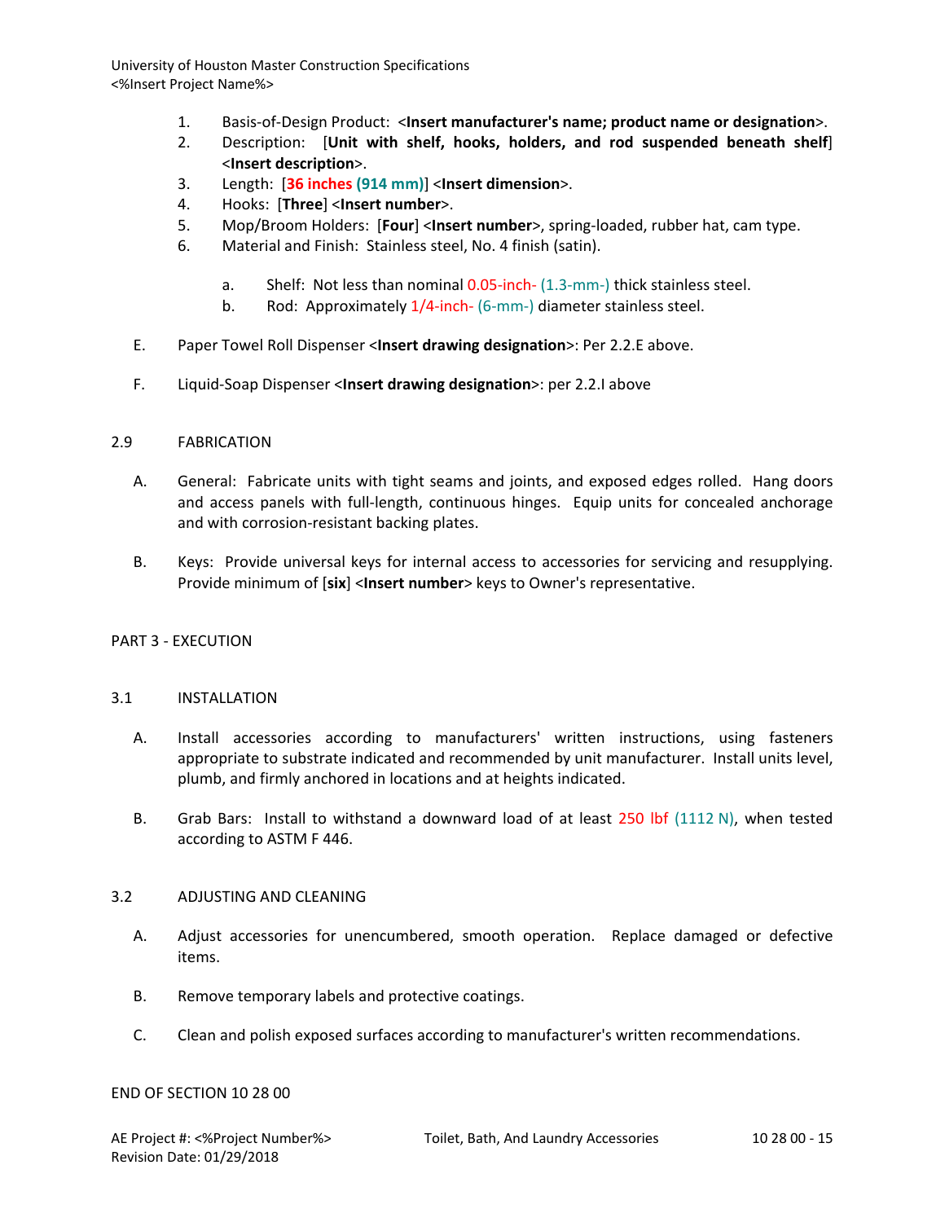1. Basis-of-Design Product: <**Insert manufacturer's name; product name or designation**>.
2. Description: [**Unit with shelf, hooks, holders, and rod suspended beneath shelf**] <**Insert description**>.
3. Length: [**36 inches (914 mm)**] <**Insert dimension**>.
4. Hooks: [**Three**] <**Insert number**>.
5. Mop/Broom Holders: [**Four**] <**Insert number**>, spring-loaded, rubber hat, cam type.
6. Material and Finish: Stainless steel, No. 4 finish (satin).

   a. Shelf: Not less than nominal 0.05-inch- (1.3-mm-) thick stainless steel.
   b. Rod: Approximately 1/4-inch- (6-mm-) diameter stainless steel.

E. Paper Towel Roll Dispenser <**Insert drawing designation**>: Per 2.2.E above.

F. Liquid-Soap Dispenser <**Insert drawing designation**>: per 2.2.I above

## 2.9 FABRICATION

A. General: Fabricate units with tight seams and joints, and exposed edges rolled. Hang doors and access panels with full-length, continuous hinges. Equip units for concealed anchorage and with corrosion-resistant backing plates.

B. Keys: Provide universal keys for internal access to accessories for servicing and resupplying. Provide minimum of [**six**] <**Insert number**> keys to Owner's representative.

# PART 3 - EXECUTION

## 3.1 INSTALLATION

A. Install accessories according to manufacturers' written instructions, using fasteners appropriate to substrate indicated and recommended by unit manufacturer. Install units level, plumb, and firmly anchored in locations and at heights indicated.

B. Grab Bars: Install to withstand a downward load of at least 250 lbf (1112 N), when tested according to ASTM F 446.

## 3.2 ADJUSTING AND CLEANING

A. Adjust accessories for unencumbered, smooth operation. Replace damaged or defective items.

B. Remove temporary labels and protective coatings.

C. Clean and polish exposed surfaces according to manufacturer's written recommendations.

END OF SECTION 10 28 00